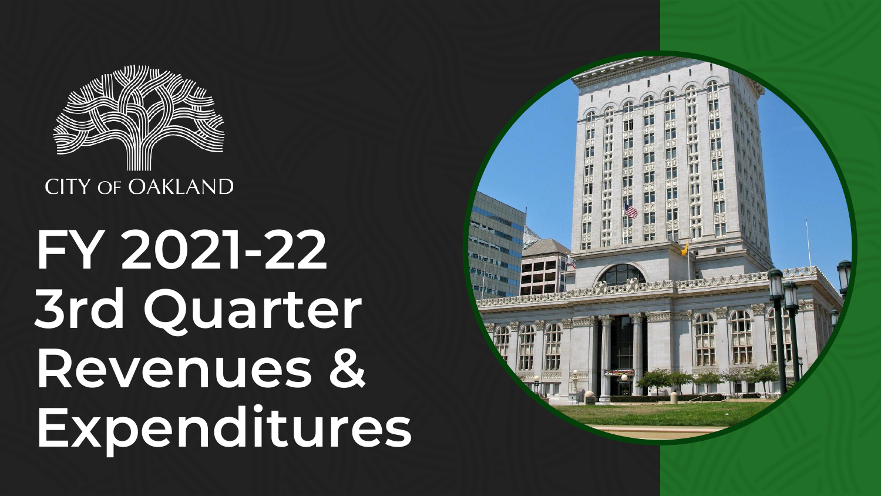CITY OF OAKLAND

# FY 2021-22 3rd Quarter Revenues & Expenditures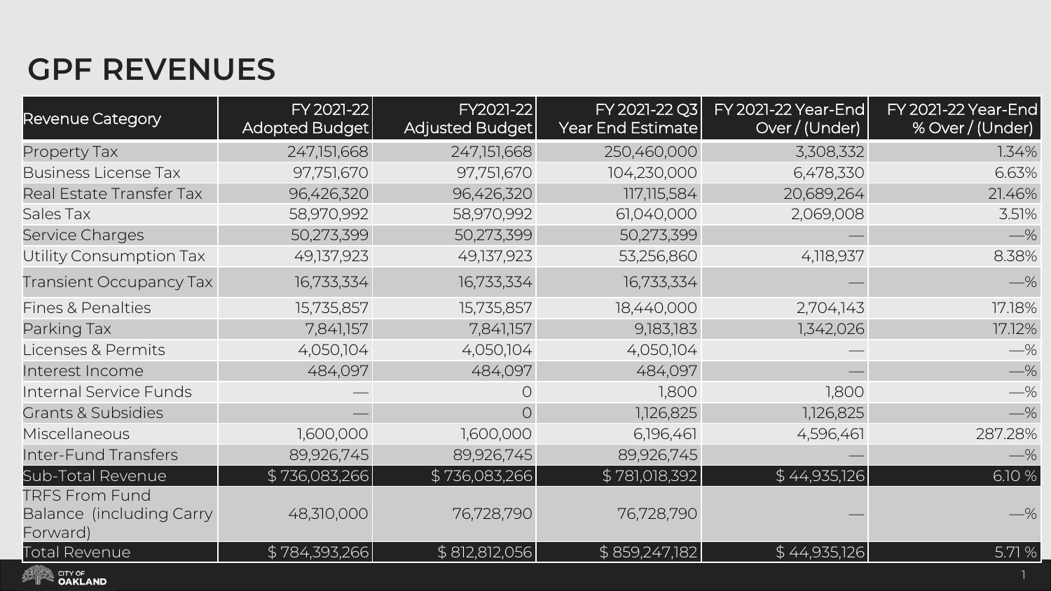# GPF REVENUES

| Revenue Category | FY 2021-22 Adopted Budget | FY2021-22 Adjusted Budget | FY 2021-22 Q3 Year End Estimate | FY 2021-22 Year-End Over / (Under) | FY 2021-22 Year-End % Over / (Under) |
|---|---|---|---|---|---|
| Property Tax | 247,151,668 | 247,151,668 | 250,460,000 | 3,308,332 | 1.34% |
| Business License Tax | 97,751,670 | 97,751,670 | 104,230,000 | 6,478,330 | 6.63% |
| Real Estate Transfer Tax | 96,426,320 | 96,426,320 | 117,115,584 | 20,689,264 | 21.46% |
| Sales Tax | 58,970,992 | 58,970,992 | 61,040,000 | 2,069,008 | 3.51% |
| Service Charges | 50,273,399 | 50,273,399 | 50,273,399 | — | —% |
| Utility Consumption Tax | 49,137,923 | 49,137,923 | 53,256,860 | 4,118,937 | 8.38% |
| Transient Occupancy Tax | 16,733,334 | 16,733,334 | 16,733,334 | — | —% |
| Fines & Penalties | 15,735,857 | 15,735,857 | 18,440,000 | 2,704,143 | 17.18% |
| Parking Tax | 7,841,157 | 7,841,157 | 9,183,183 | 1,342,026 | 17.12% |
| Licenses & Permits | 4,050,104 | 4,050,104 | 4,050,104 | — | —% |
| Interest Income | 484,097 | 484,097 | 484,097 | — | —% |
| Internal Service Funds | — | 0 | 1,800 | 1,800 | —% |
| Grants & Subsidies | — | 0 | 1,126,825 | 1,126,825 | —% |
| Miscellaneous | 1,600,000 | 1,600,000 | 6,196,461 | 4,596,461 | 287.28% |
| Inter-Fund Transfers | 89,926,745 | 89,926,745 | 89,926,745 | — | —% |
| Sub-Total Revenue | $ 736,083,266 | $ 736,083,266 | $ 781,018,392 | $ 44,935,126 | 6.10 % |
| TRFS From Fund Balance (including Carry Forward) | 48,310,000 | 76,728,790 | 76,728,790 | — | —% |
| Total Revenue | $ 784,393,266 | $ 812,812,056 | $ 859,247,182 | $ 44,935,126 | 5.71 % |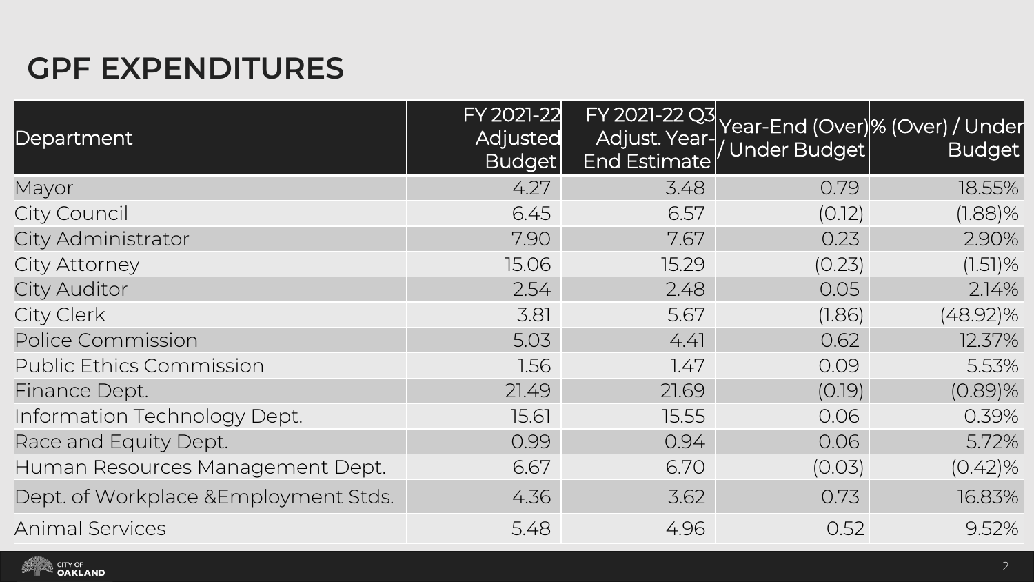# GPF EXPENDITURES

| Department | FY 2021-22 Adjusted Budget | FY 2021-22 Q3 Adjust. Year-End Estimate | Year-End (Over) / Under Budget | % (Over) / Under Budget |
|---|---|---|---|---|
| Mayor | 4.27 | 3.48 | 0.79 | 18.55% |
| City Council | 6.45 | 6.57 | (0.12) | (1.88)% |
| City Administrator | 7.90 | 7.67 | 0.23 | 2.90% |
| City Attorney | 15.06 | 15.29 | (0.23) | (1.51)% |
| City Auditor | 2.54 | 2.48 | 0.05 | 2.14% |
| City Clerk | 3.81 | 5.67 | (1.86) | (48.92)% |
| Police Commission | 5.03 | 4.41 | 0.62 | 12.37% |
| Public Ethics Commission | 1.56 | 1.47 | 0.09 | 5.53% |
| Finance Dept. | 21.49 | 21.69 | (0.19) | (0.89)% |
| Information Technology Dept. | 15.61 | 15.55 | 0.06 | 0.39% |
| Race and Equity Dept. | 0.99 | 0.94 | 0.06 | 5.72% |
| Human Resources Management Dept. | 6.67 | 6.70 | (0.03) | (0.42)% |
| Dept. of Workplace &Employment Stds. | 4.36 | 3.62 | 0.73 | 16.83% |
| Animal Services | 5.48 | 4.96 | 0.52 | 9.52% |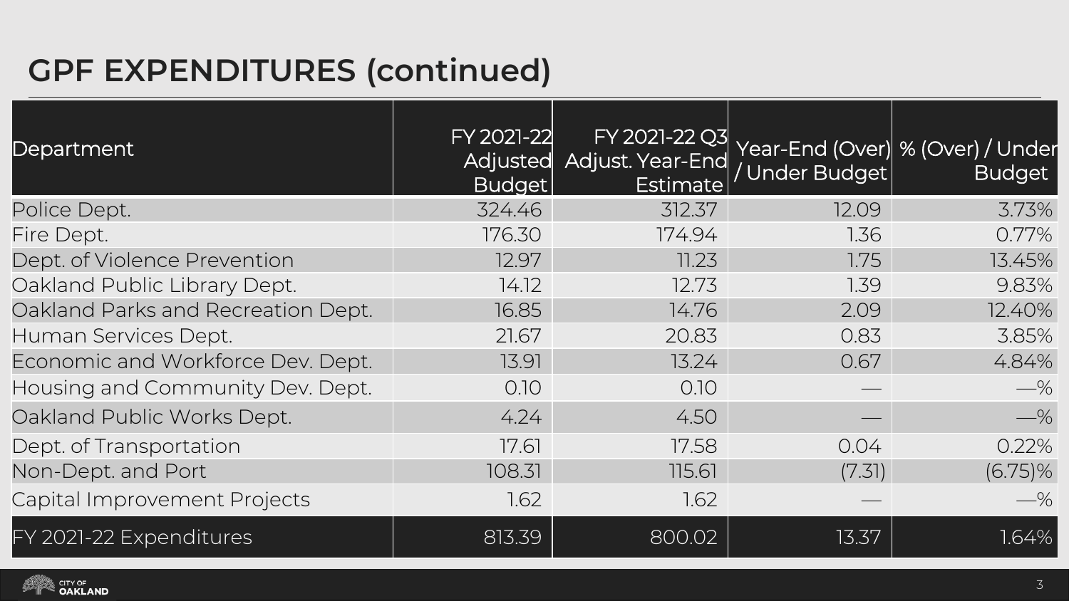# GPF EXPENDITURES (continued)

| Department | FY 2021-22 Adjusted Budget | FY 2021-22 Q3 Adjust. Year-End Estimate | Year-End (Over) / Under Budget | % (Over) / Under Budget |
|---|---|---|---|---|
| Police Dept. | 324.46 | 312.37 | 12.09 | 3.73% |
| Fire Dept. | 176.30 | 174.94 | 1.36 | 0.77% |
| Dept. of Violence Prevention | 12.97 | 11.23 | 1.75 | 13.45% |
| Oakland Public Library Dept. | 14.12 | 12.73 | 1.39 | 9.83% |
| Oakland Parks and Recreation Dept. | 16.85 | 14.76 | 2.09 | 12.40% |
| Human Services Dept. | 21.67 | 20.83 | 0.83 | 3.85% |
| Economic and Workforce Dev. Dept. | 13.91 | 13.24 | 0.67 | 4.84% |
| Housing and Community Dev. Dept. | 0.10 | 0.10 | — | —% |
| Oakland Public Works Dept. | 4.24 | 4.50 | — | —% |
| Dept. of Transportation | 17.61 | 17.58 | 0.04 | 0.22% |
| Non-Dept. and Port | 108.31 | 115.61 | (7.31) | (6.75)% |
| Capital Improvement Projects | 1.62 | 1.62 | — | —% |
| FY 2021-22 Expenditures | 813.39 | 800.02 | 13.37 | 1.64% |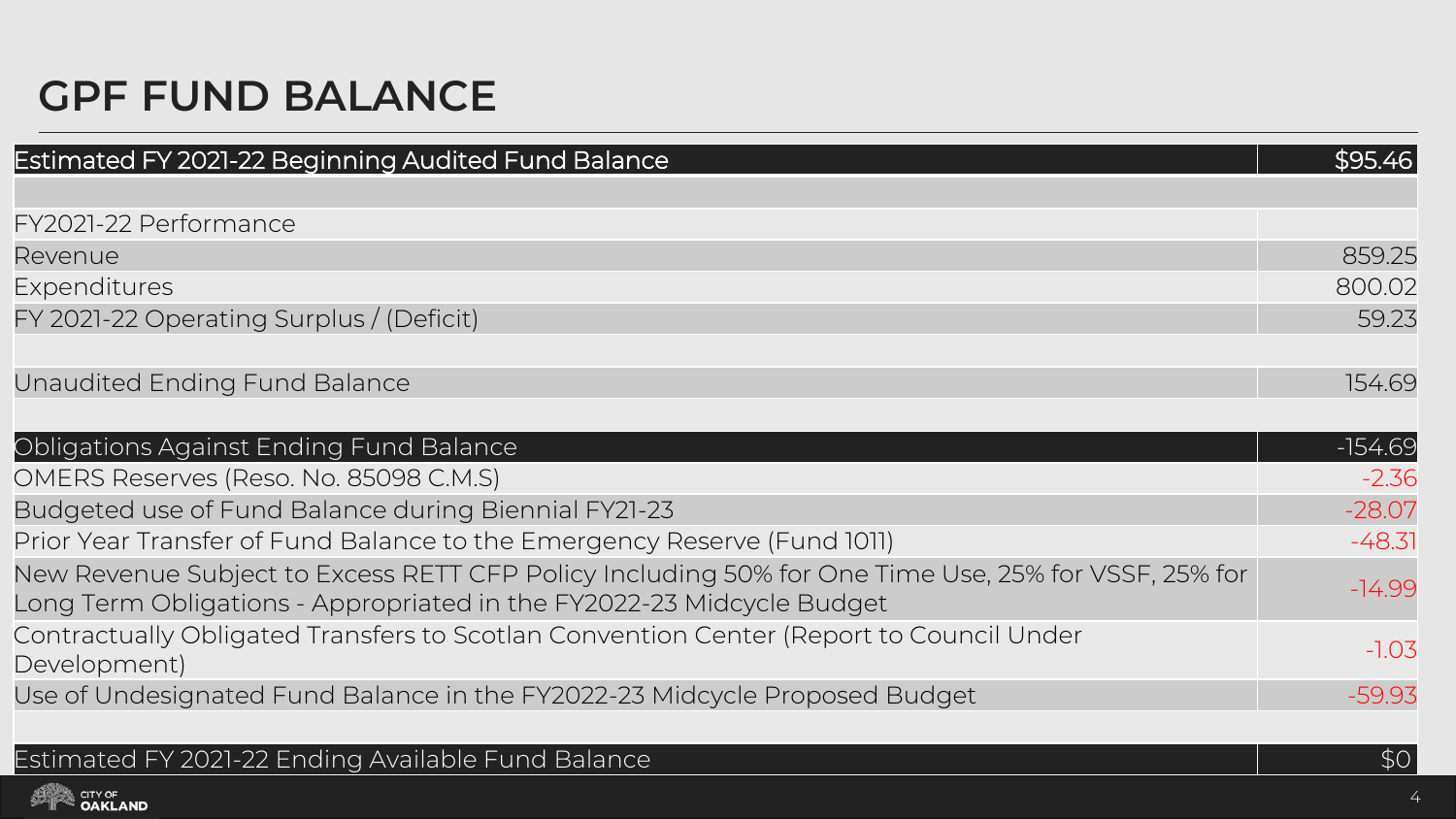# GPF FUND BALANCE

| Estimated FY 2021-22 Beginning Audited Fund Balance | $95.46 |
|---|---|
| | |
| FY2021-22 Performance | |
| Revenue | 859.25 |
| Expenditures | 800.02 |
| FY 2021-22 Operating Surplus / (Deficit) | 59.23 |
| | |
| Unaudited Ending Fund Balance | 154.69 |
| | |
| Obligations Against Ending Fund Balance | -154.69 |
| OMERS Reserves (Reso. No. 85098 C.M.S) | -2.36 |
| Budgeted use of Fund Balance during Biennial FY21-23 | -28.07 |
| Prior Year Transfer of Fund Balance to the Emergency Reserve (Fund 1011) | -48.31 |
| New Revenue Subject to Excess RETT CFP Policy Including 50% for One Time Use, 25% for VSSF, 25% for Long Term Obligations - Appropriated in the FY2022-23 Midcycle Budget | -14.99 |
| Contractually Obligated Transfers to Scotlan Convention Center (Report to Council Under Development) | -1.03 |
| Use of Undesignated Fund Balance in the FY2022-23 Midcycle Proposed Budget | -59.93 |
| | |
| Estimated FY 2021-22 Ending Available Fund Balance | $0 |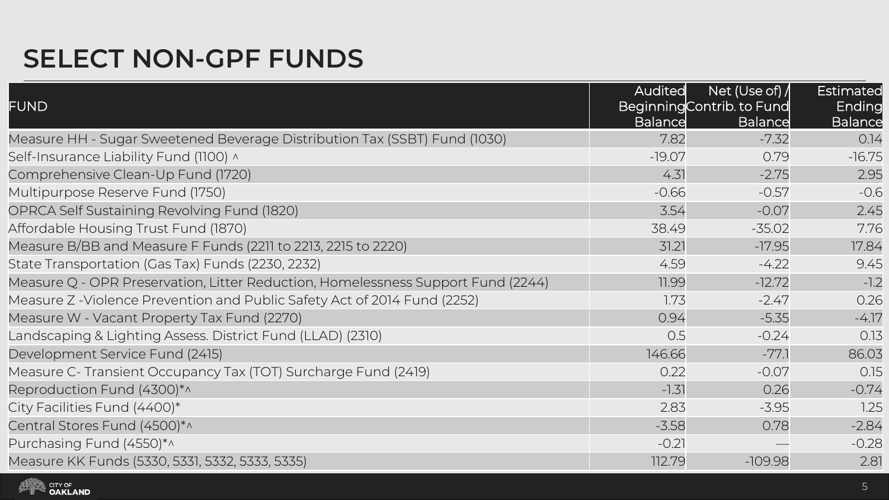# SELECT NON-GPF FUNDS

| FUND | Audited Beginning Balance | Net (Use of) / Contrib. to Fund Balance | Estimated Ending Balance |
|---|---|---|---|
| Measure HH - Sugar Sweetened Beverage Distribution Tax (SSBT) Fund (1030) | 7.82 | -7.32 | 0.14 |
| Self-Insurance Liability Fund (1100) ^ | -19.07 | 0.79 | -16.75 |
| Comprehensive Clean-Up Fund (1720) | 4.31 | -2.75 | 2.95 |
| Multipurpose Reserve Fund (1750) | -0.66 | -0.57 | -0.6 |
| OPRCA Self Sustaining Revolving Fund (1820) | 3.54 | -0.07 | 2.45 |
| Affordable Housing Trust Fund (1870) | 38.49 | -35.02 | 7.76 |
| Measure B/BB and Measure F Funds (2211 to 2213, 2215 to 2220) | 31.21 | -17.95 | 17.84 |
| State Transportation (Gas Tax) Funds (2230, 2232) | 4.59 | -4.22 | 9.45 |
| Measure Q - OPR Preservation, Litter Reduction, Homelessness Support Fund (2244) | 11.99 | -12.72 | -1.2 |
| Measure Z -Violence Prevention and Public Safety Act of 2014 Fund (2252) | 1.73 | -2.47 | 0.26 |
| Measure W - Vacant Property Tax Fund (2270) | 0.94 | -5.35 | -4.17 |
| Landscaping & Lighting Assess. District Fund (LLAD) (2310) | 0.5 | -0.24 | 0.13 |
| Development Service Fund (2415) | 146.66 | -77.1 | 86.03 |
| Measure C- Transient Occupancy Tax (TOT) Surcharge Fund (2419) | 0.22 | -0.07 | 0.15 |
| Reproduction Fund (4300)*^ | -1.31 | 0.26 | -0.74 |
| City Facilities Fund (4400)* | 2.83 | -3.95 | 1.25 |
| Central Stores Fund (4500)*^ | -3.58 | 0.78 | -2.84 |
| Purchasing Fund (4550)*^ | -0.21 | — | -0.28 |
| Measure KK Funds (5330, 5331, 5332, 5333, 5335) | 112.79 | -109.98 | 2.81 |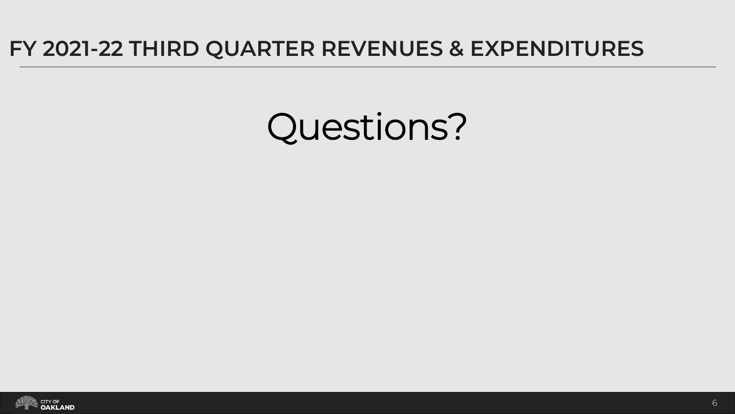# FY 2021-22 THIRD QUARTER REVENUES & EXPENDITURES

Questions?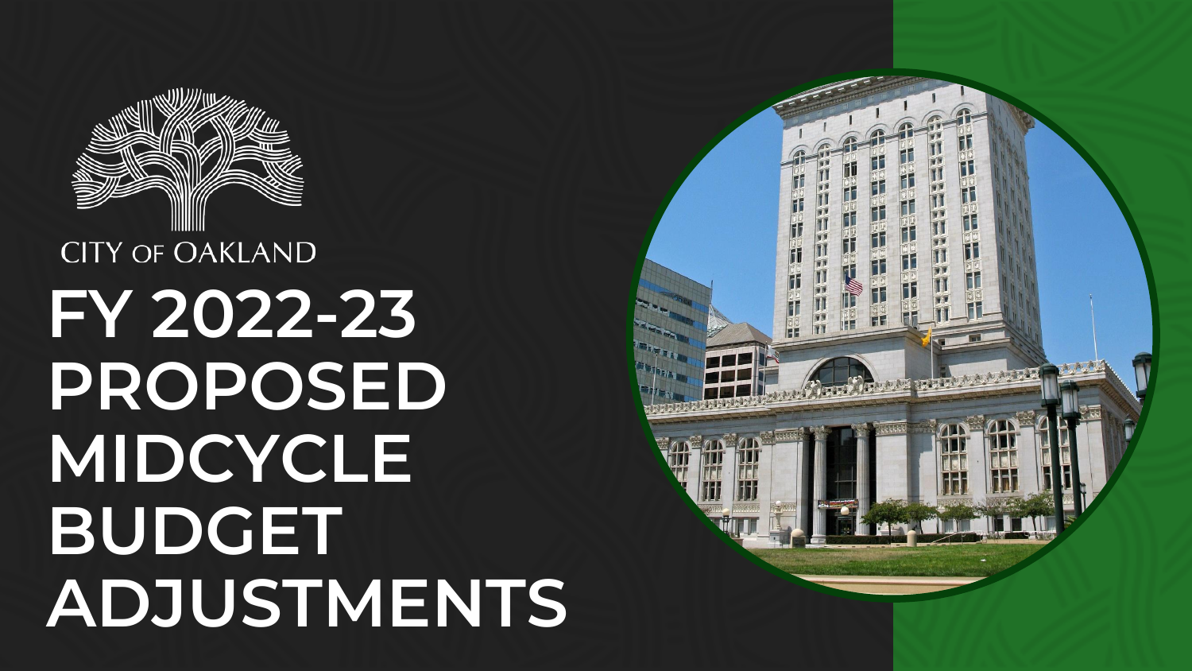CITY OF OAKLAND

# FY 2022-23 PROPOSED MIDCYCLE BUDGET ADJUSTMENTS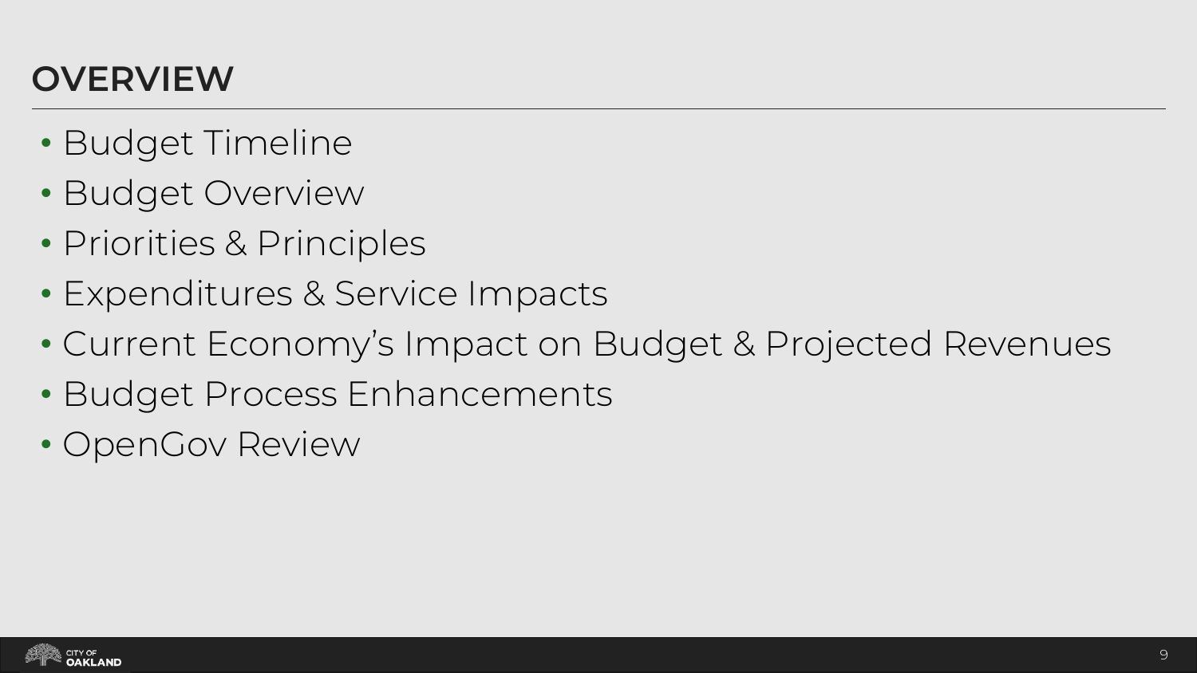# OVERVIEW

- Budget Timeline
- Budget Overview
- Priorities & Principles
- Expenditures & Service Impacts
- Current Economy's Impact on Budget & Projected Revenues
- Budget Process Enhancements
- OpenGov Review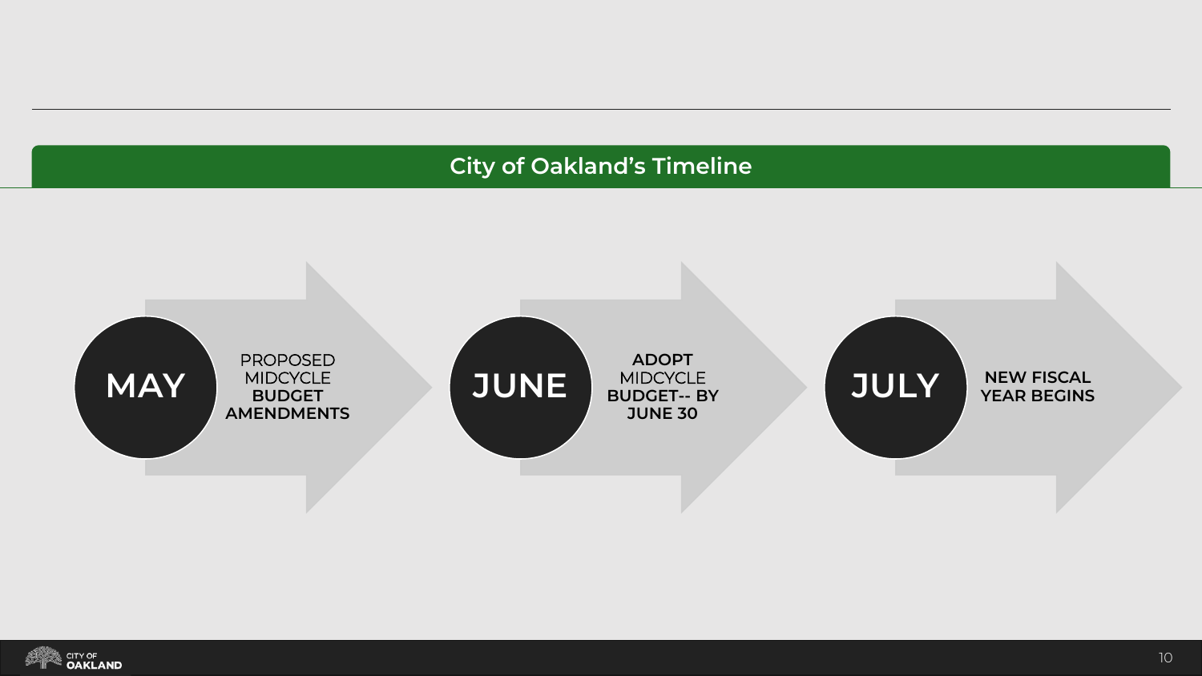## City of Oakland's Timeline

- **MAY** — PROPOSED MIDCYCLE **BUDGET AMENDMENTS**
- **JUNE** — **ADOPT** MIDCYCLE **BUDGET-- BY JUNE 30**
- **JULY** — **NEW FISCAL YEAR BEGINS**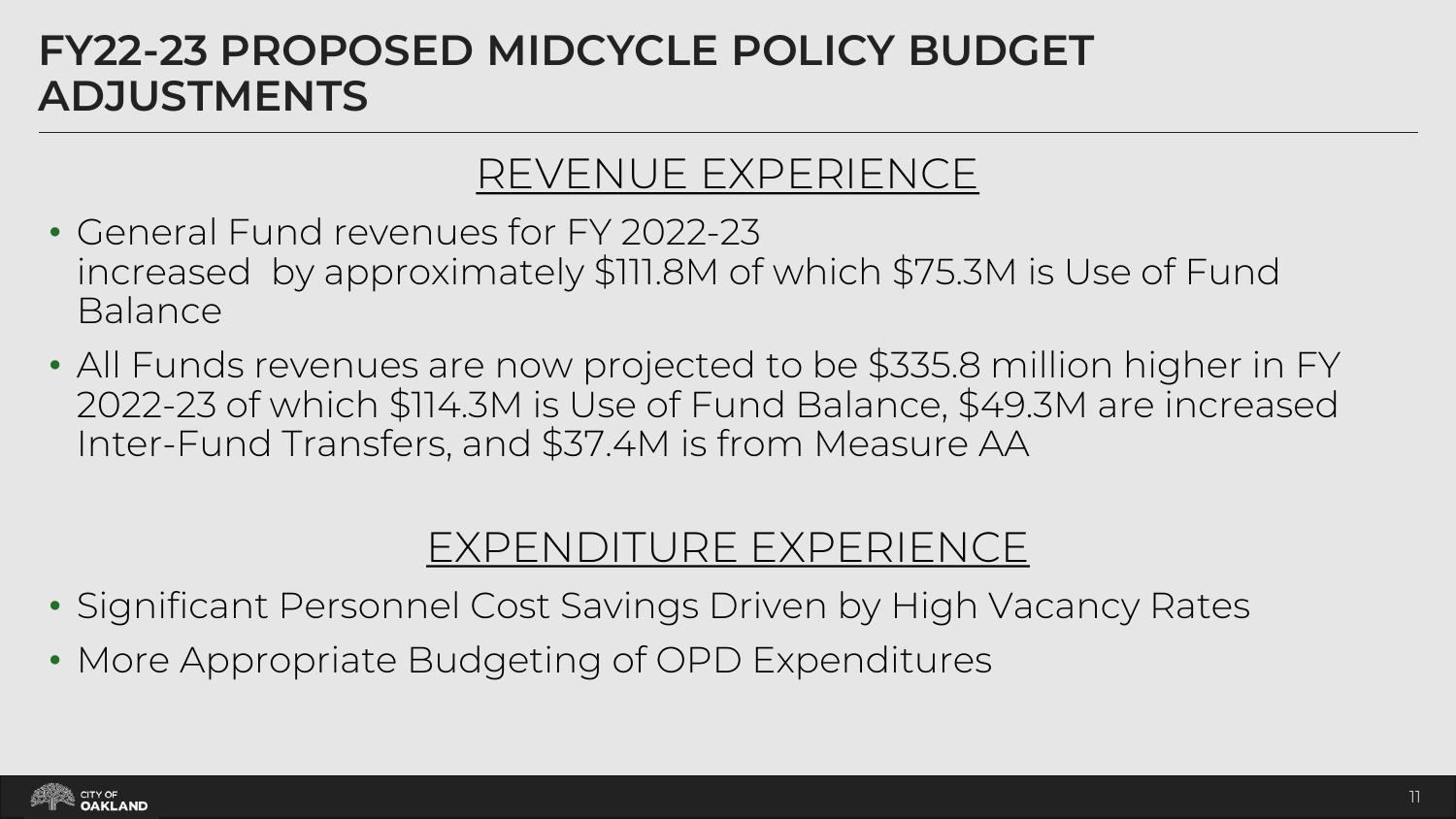# FY22-23 PROPOSED MIDCYCLE POLICY BUDGET ADJUSTMENTS

## REVENUE EXPERIENCE

- General Fund revenues for FY 2022-23 increased by approximately $111.8M of which $75.3M is Use of Fund Balance
- All Funds revenues are now projected to be $335.8 million higher in FY 2022-23 of which $114.3M is Use of Fund Balance, $49.3M are increased Inter-Fund Transfers, and $37.4M is from Measure AA

## EXPENDITURE EXPERIENCE

- Significant Personnel Cost Savings Driven by High Vacancy Rates
- More Appropriate Budgeting of OPD Expenditures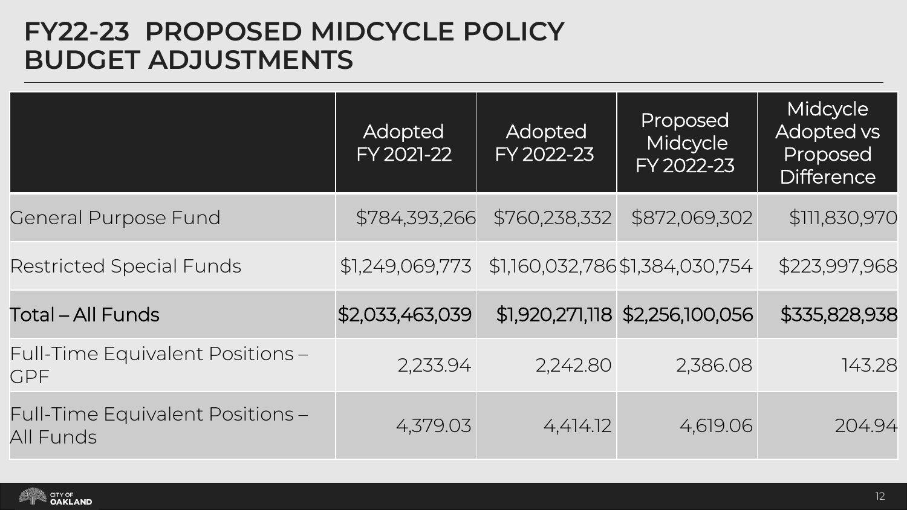# FY22-23 PROPOSED MIDCYCLE POLICY BUDGET ADJUSTMENTS

| | Adopted FY 2021-22 | Adopted FY 2022-23 | Proposed Midcycle FY 2022-23 | Midcycle Adopted vs Proposed Difference |
|---|---|---|---|---|
| General Purpose Fund | $784,393,266 | $760,238,332 | $872,069,302 | $111,830,970 |
| Restricted Special Funds | $1,249,069,773 | $1,160,032,786 | $1,384,030,754 | $223,997,968 |
| **Total – All Funds** | **$2,033,463,039** | **$1,920,271,118** | **$2,256,100,056** | **$335,828,938** |
| Full-Time Equivalent Positions – GPF | 2,233.94 | 2,242.80 | 2,386.08 | 143.28 |
| Full-Time Equivalent Positions – All Funds | 4,379.03 | 4,414.12 | 4,619.06 | 204.94 |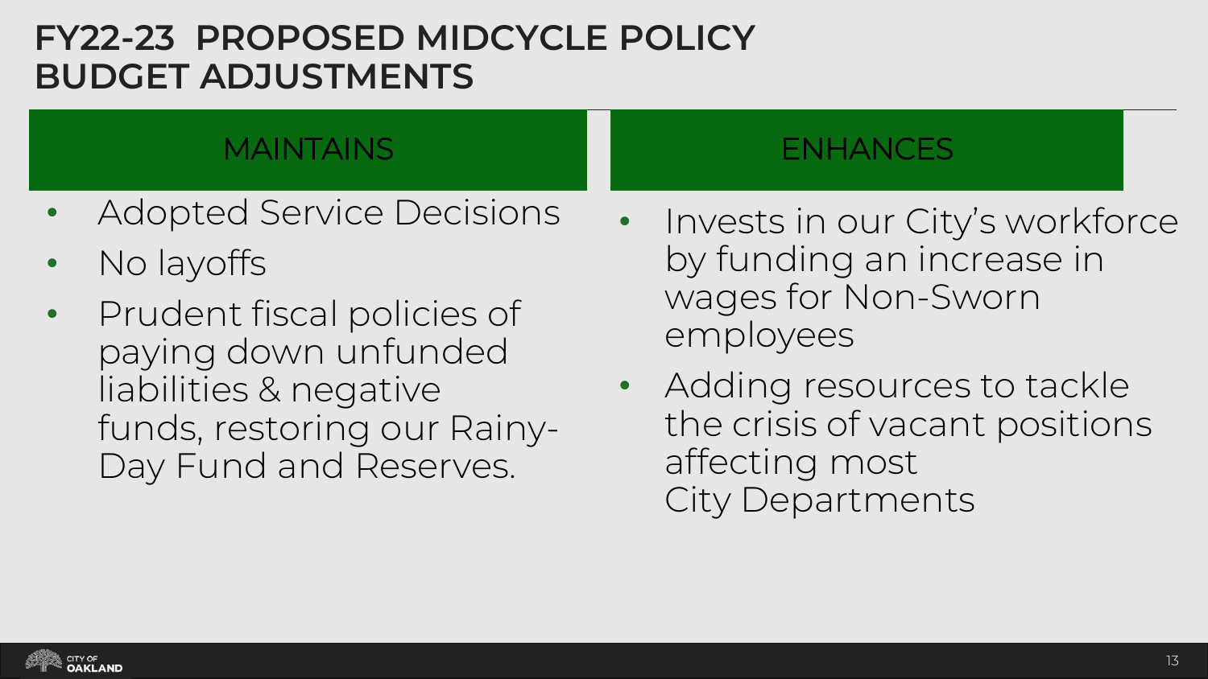# FY22-23 PROPOSED MIDCYCLE POLICY BUDGET ADJUSTMENTS

## MAINTAINS

- Adopted Service Decisions
- No layoffs
- Prudent fiscal policies of paying down unfunded liabilities & negative funds, restoring our Rainy-Day Fund and Reserves.

## ENHANCES

- Invests in our City's workforce by funding an increase in wages for Non-Sworn employees
- Adding resources to tackle the crisis of vacant positions affecting most City Departments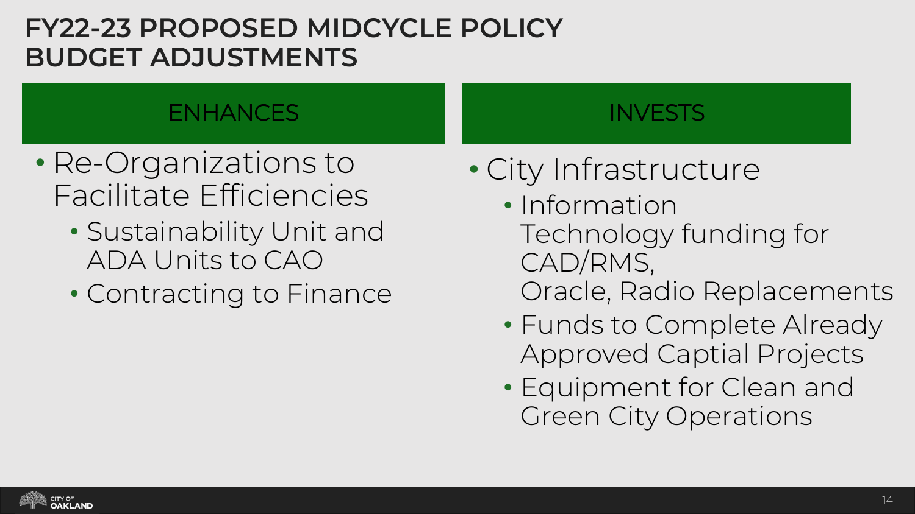# FY22-23 PROPOSED MIDCYCLE POLICY BUDGET ADJUSTMENTS

## ENHANCES

- Re-Organizations to Facilitate Efficiencies
  - Sustainability Unit and ADA Units to CAO
  - Contracting to Finance

## INVESTS

- City Infrastructure
  - Information Technology funding for CAD/RMS, Oracle, Radio Replacements
  - Funds to Complete Already Approved Captial Projects
  - Equipment for Clean and Green City Operations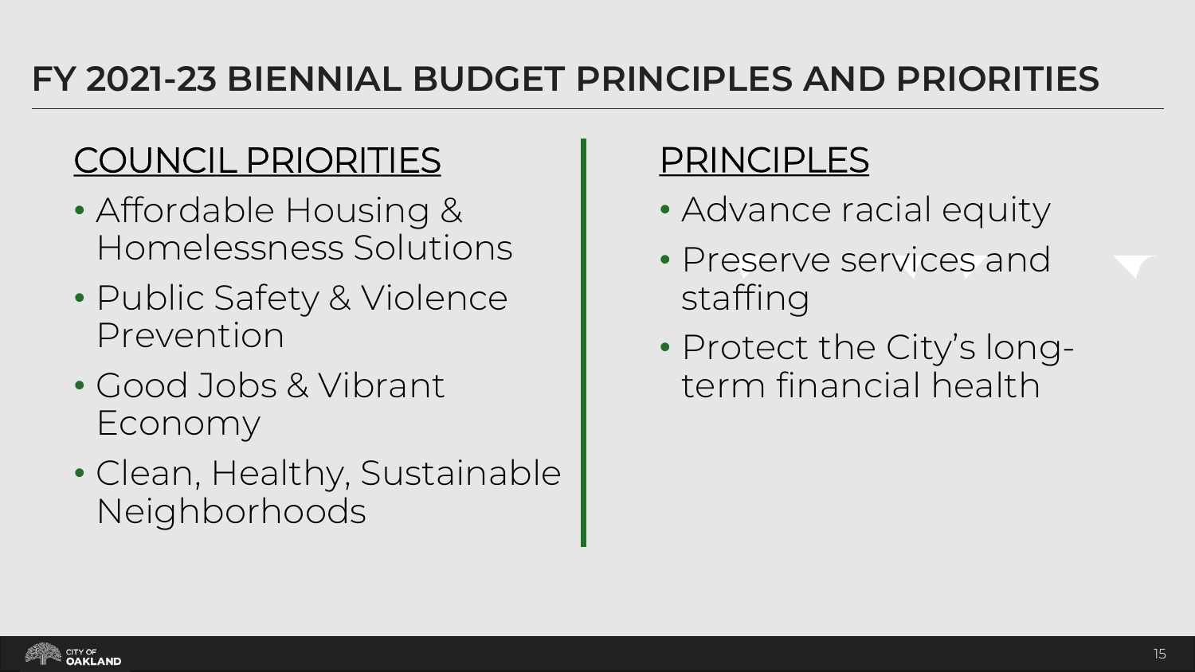# FY 2021-23 BIENNIAL BUDGET PRINCIPLES AND PRIORITIES

## COUNCIL PRIORITIES

- Affordable Housing & Homelessness Solutions
- Public Safety & Violence Prevention
- Good Jobs & Vibrant Economy
- Clean, Healthy, Sustainable Neighborhoods

## PRINCIPLES

- Advance racial equity
- Preserve services and staffing
- Protect the City's long-term financial health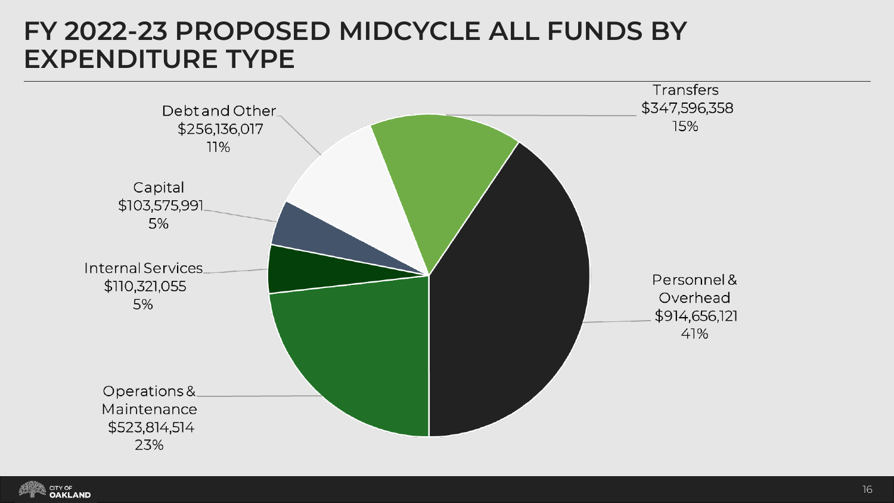# FY 2022-23 PROPOSED MIDCYCLE ALL FUNDS BY EXPENDITURE TYPE

| Expenditure Type | Amount | Percent |
|---|---|---|
| Personnel & Overhead | $914,656,121 | 41% |
| Operations & Maintenance | $523,814,514 | 23% |
| Internal Services | $110,321,055 | 5% |
| Capital | $103,575,991 | 5% |
| Debt and Other | $256,136,017 | 11% |
| Transfers | $347,596,358 | 15% |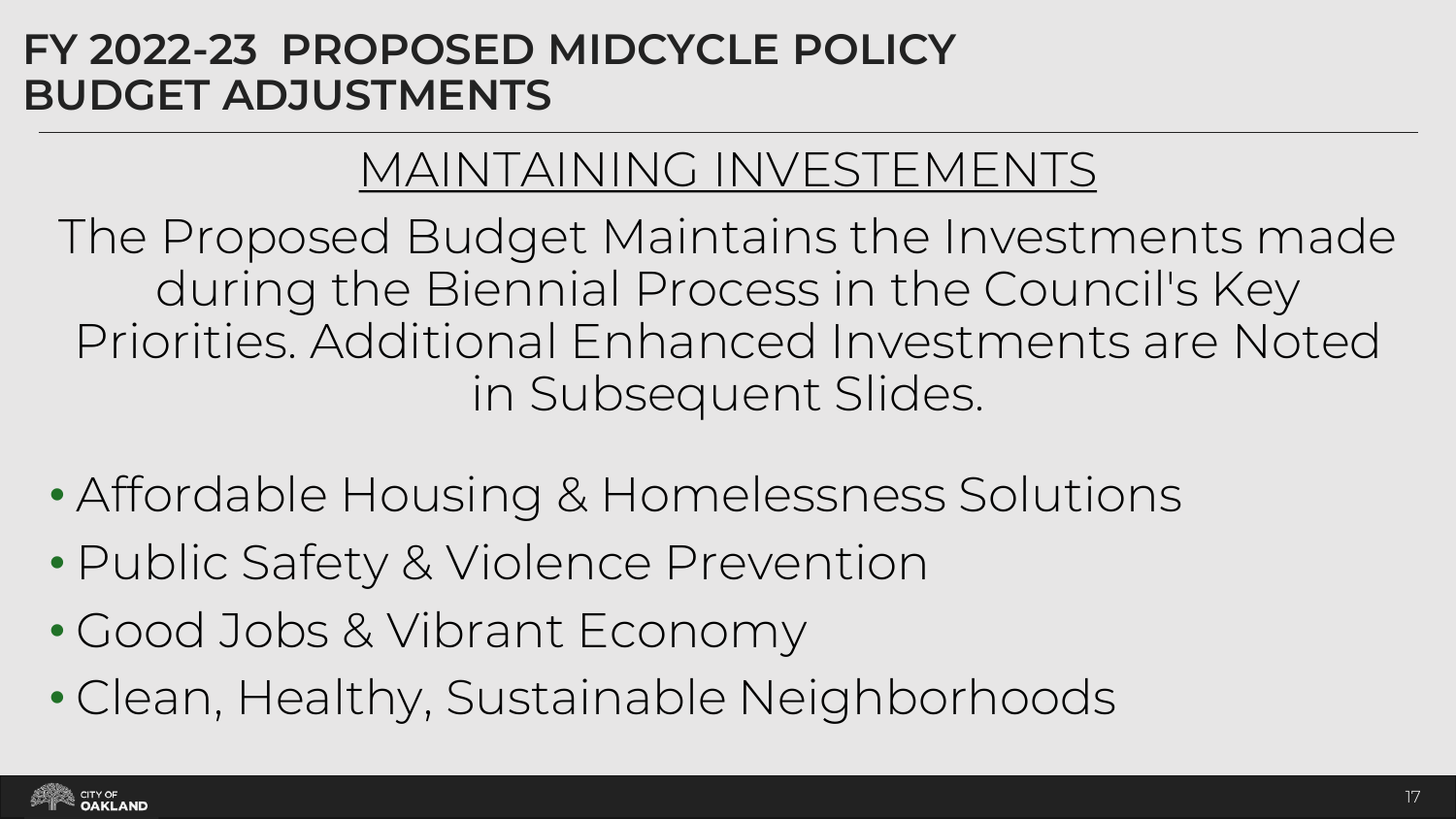# FY 2022-23 PROPOSED MIDCYCLE POLICY BUDGET ADJUSTMENTS

## MAINTAINING INVESTEMENTS

The Proposed Budget Maintains the Investments made during the Biennial Process in the Council's Key Priorities. Additional Enhanced Investments are Noted in Subsequent Slides.

- Affordable Housing & Homelessness Solutions
- Public Safety & Violence Prevention
- Good Jobs & Vibrant Economy
- Clean, Healthy, Sustainable Neighborhoods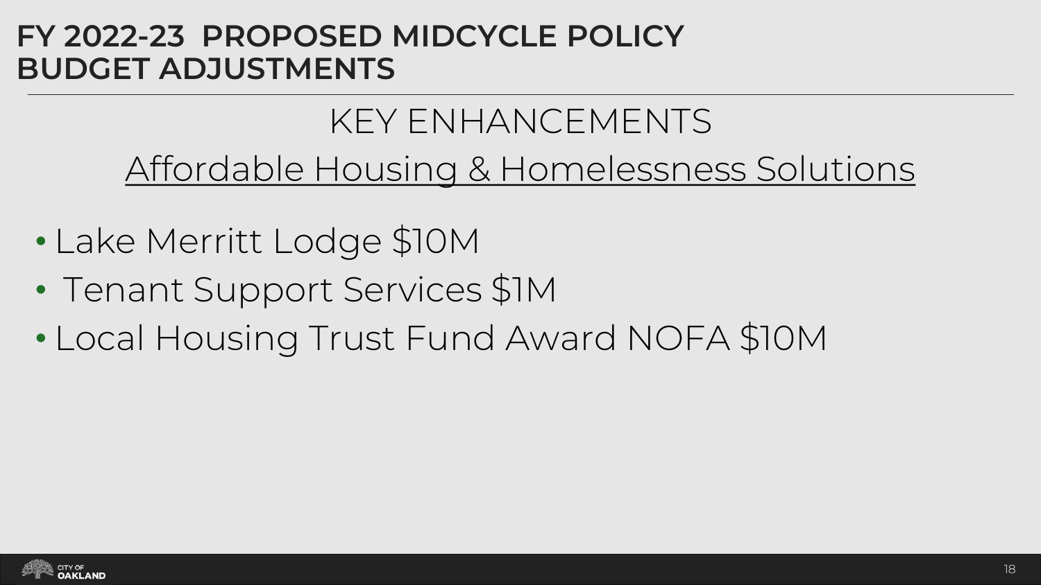# FY 2022-23 PROPOSED MIDCYCLE POLICY BUDGET ADJUSTMENTS

## KEY ENHANCEMENTS

### Affordable Housing & Homelessness Solutions

- Lake Merritt Lodge $10M
- Tenant Support Services $1M
- Local Housing Trust Fund Award NOFA $10M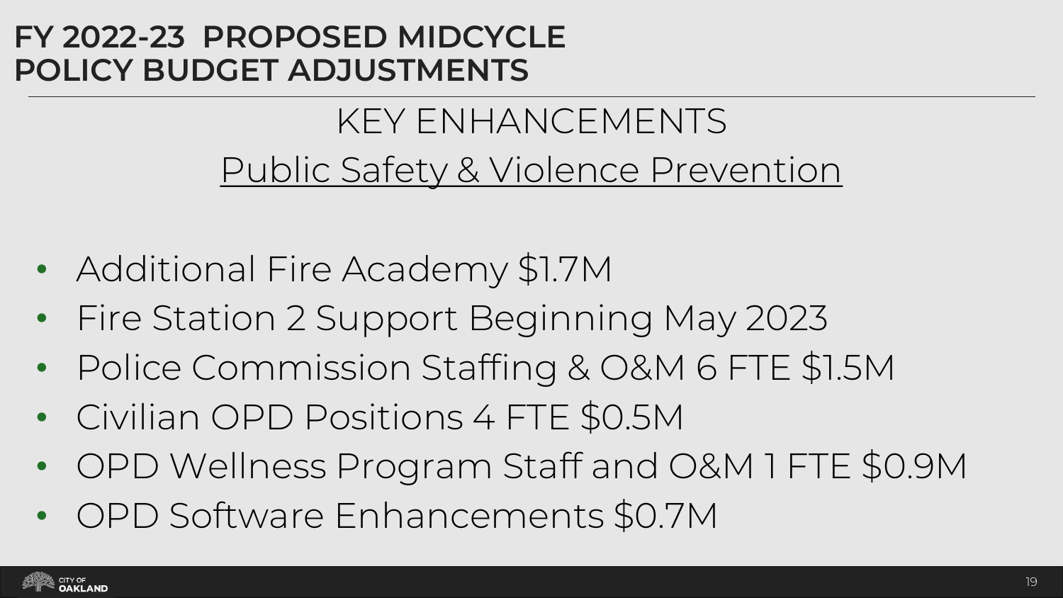# FY 2022-23 PROPOSED MIDCYCLE POLICY BUDGET ADJUSTMENTS

## KEY ENHANCEMENTS

### Public Safety & Violence Prevention

- Additional Fire Academy $1.7M
- Fire Station 2 Support Beginning May 2023
- Police Commission Staffing & O&M 6 FTE $1.5M
- Civilian OPD Positions 4 FTE $0.5M
- OPD Wellness Program Staff and O&M 1 FTE $0.9M
- OPD Software Enhancements $0.7M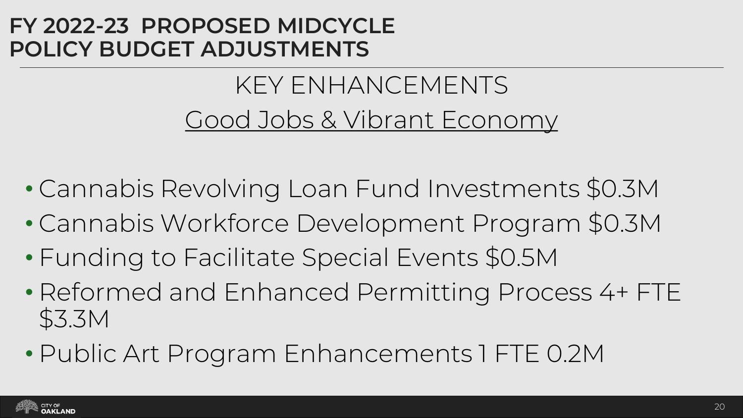# FY 2022-23 PROPOSED MIDCYCLE POLICY BUDGET ADJUSTMENTS

## KEY ENHANCEMENTS

### Good Jobs & Vibrant Economy

- Cannabis Revolving Loan Fund Investments $0.3M
- Cannabis Workforce Development Program $0.3M
- Funding to Facilitate Special Events $0.5M
- Reformed and Enhanced Permitting Process 4+ FTE $3.3M
- Public Art Program Enhancements 1 FTE 0.2M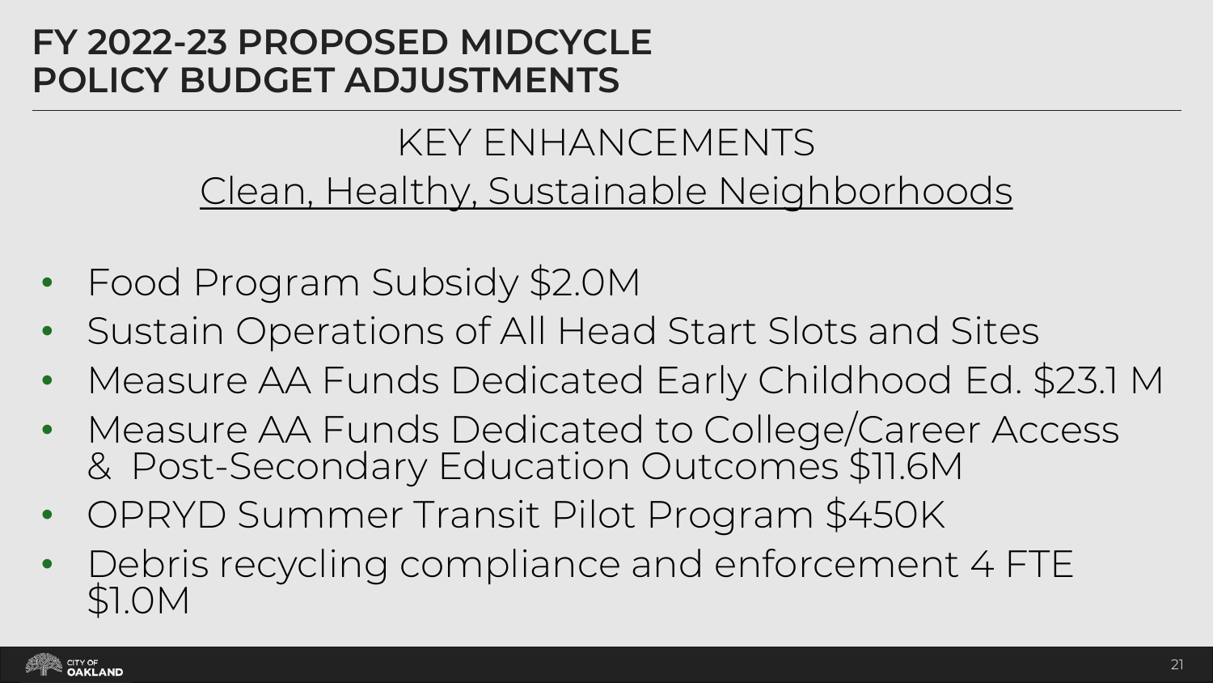# FY 2022-23 PROPOSED MIDCYCLE POLICY BUDGET ADJUSTMENTS

## KEY ENHANCEMENTS

### Clean, Healthy, Sustainable Neighborhoods

- Food Program Subsidy $2.0M
- Sustain Operations of All Head Start Slots and Sites
- Measure AA Funds Dedicated Early Childhood Ed. $23.1 M
- Measure AA Funds Dedicated to College/Career Access & Post-Secondary Education Outcomes $11.6M
- OPRYD Summer Transit Pilot Program $450K
- Debris recycling compliance and enforcement 4 FTE $1.0M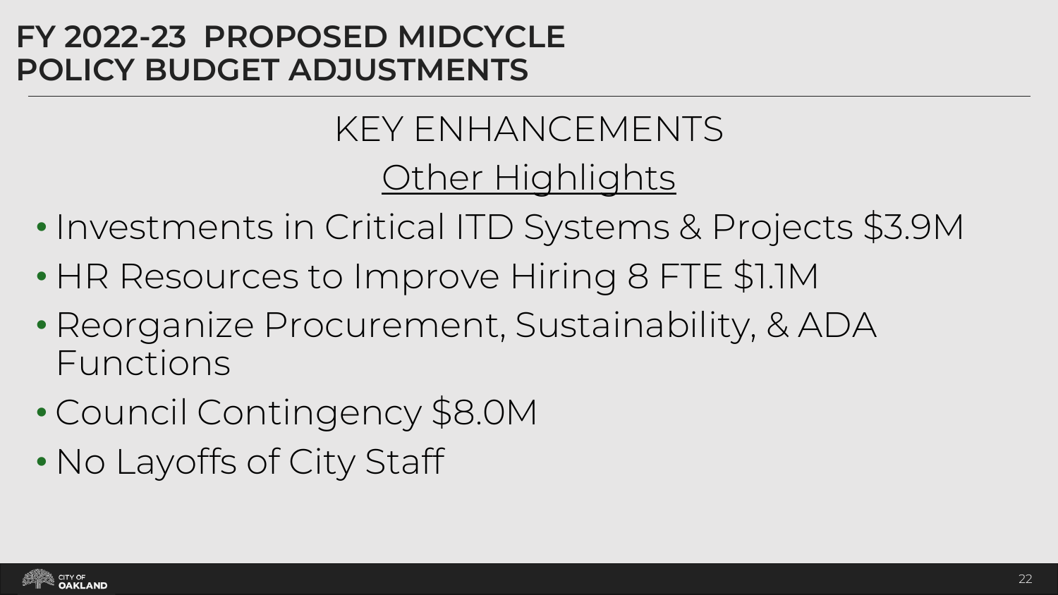# FY 2022-23 PROPOSED MIDCYCLE POLICY BUDGET ADJUSTMENTS

## KEY ENHANCEMENTS

### Other Highlights

- Investments in Critical ITD Systems & Projects $3.9M
- HR Resources to Improve Hiring 8 FTE $1.1M
- Reorganize Procurement, Sustainability, & ADA Functions
- Council Contingency $8.0M
- No Layoffs of City Staff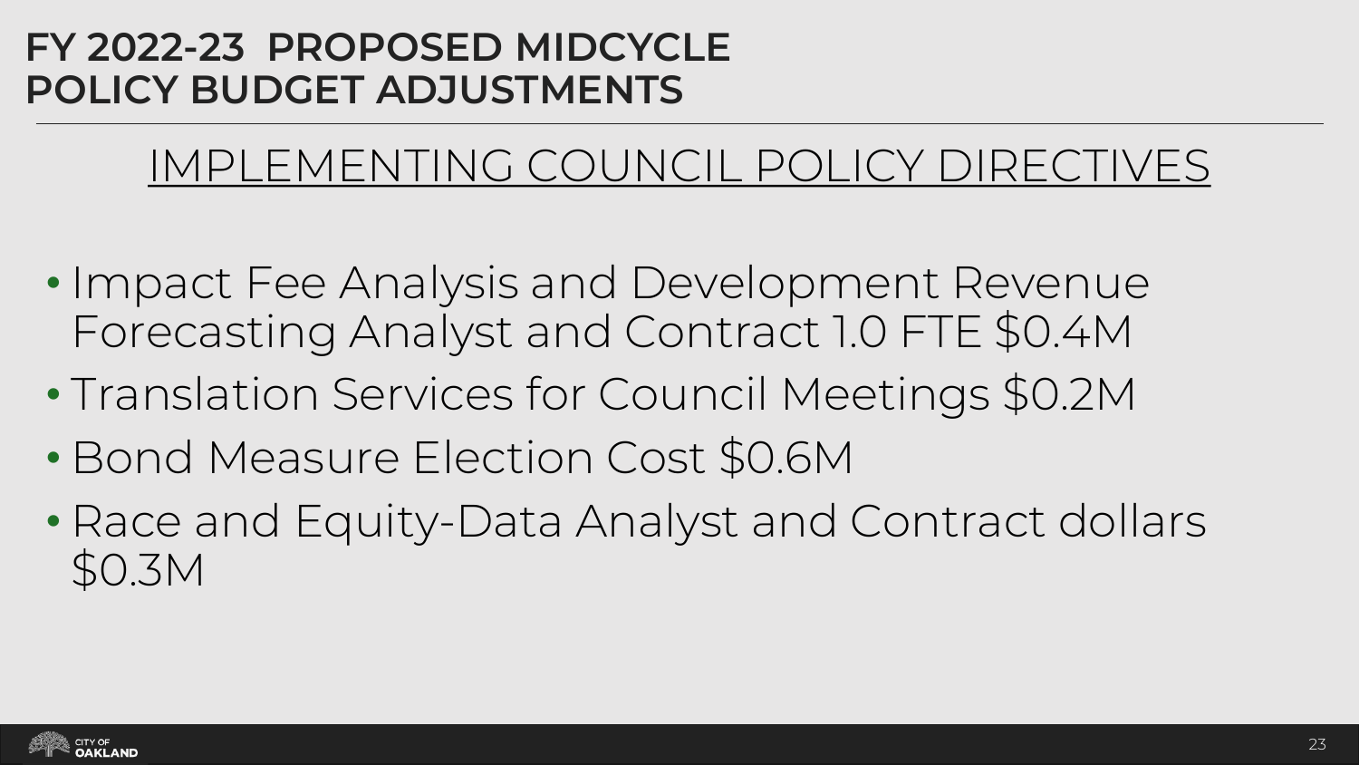# FY 2022-23 PROPOSED MIDCYCLE POLICY BUDGET ADJUSTMENTS

## IMPLEMENTING COUNCIL POLICY DIRECTIVES

- Impact Fee Analysis and Development Revenue Forecasting Analyst and Contract 1.0 FTE $0.4M
- Translation Services for Council Meetings $0.2M
- Bond Measure Election Cost $0.6M
- Race and Equity-Data Analyst and Contract dollars $0.3M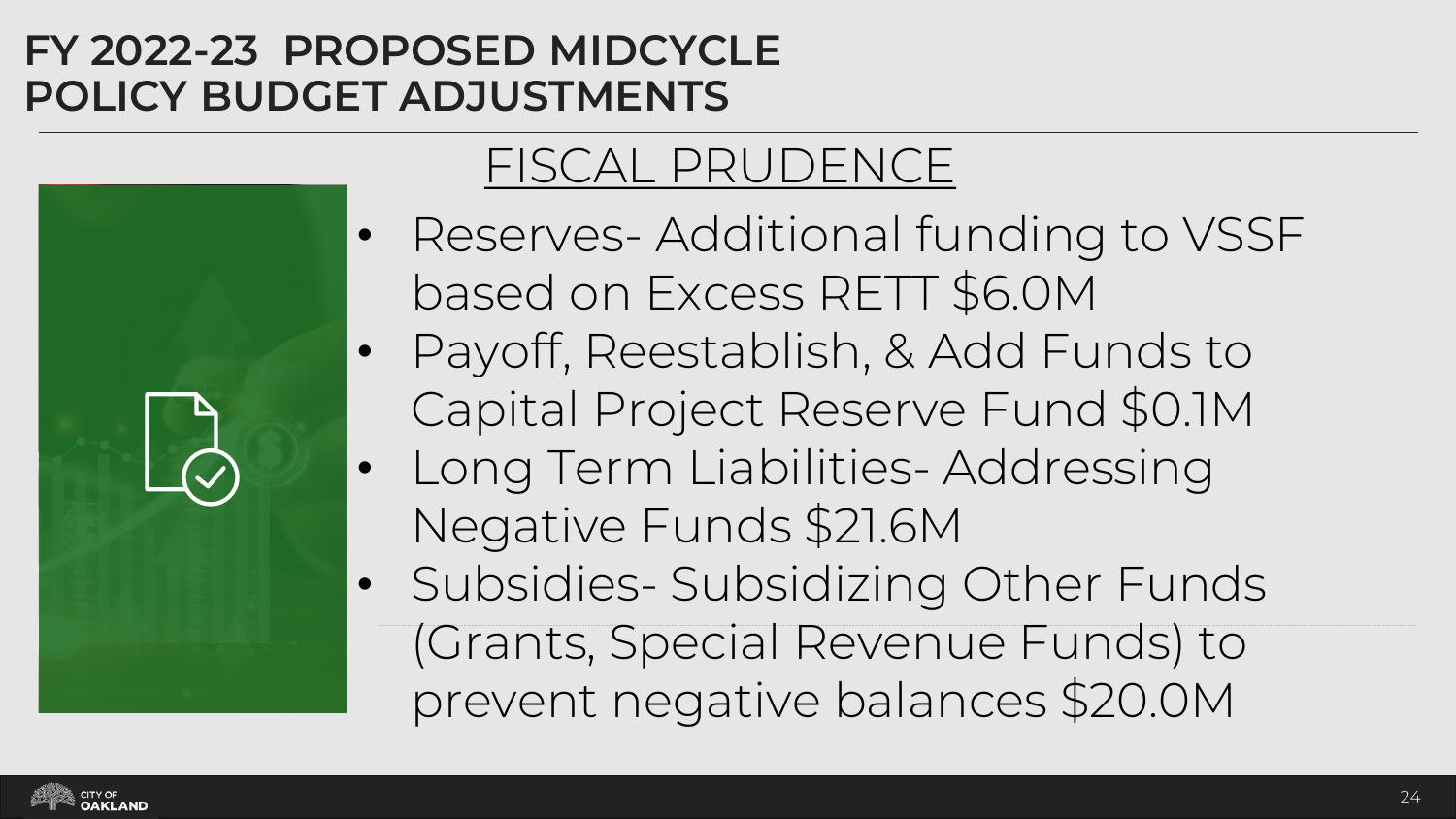# FY 2022-23 PROPOSED MIDCYCLE POLICY BUDGET ADJUSTMENTS

## FISCAL PRUDENCE

- Reserves- Additional funding to VSSF based on Excess RETT $6.0M
- Payoff, Reestablish, & Add Funds to Capital Project Reserve Fund $0.1M
- Long Term Liabilities- Addressing Negative Funds $21.6M
- Subsidies- Subsidizing Other Funds (Grants, Special Revenue Funds) to prevent negative balances $20.0M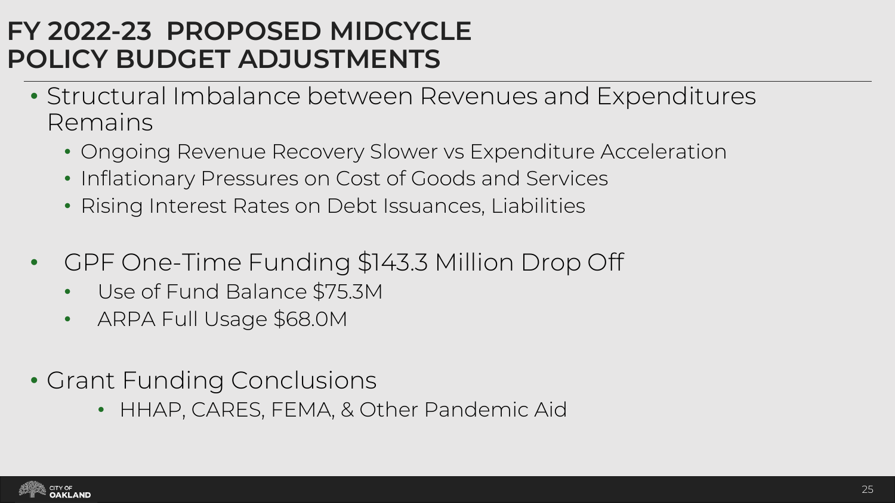# FY 2022-23 PROPOSED MIDCYCLE POLICY BUDGET ADJUSTMENTS

- Structural Imbalance between Revenues and Expenditures Remains
  - Ongoing Revenue Recovery Slower vs Expenditure Acceleration
  - Inflationary Pressures on Cost of Goods and Services
  - Rising Interest Rates on Debt Issuances, Liabilities

- GPF One-Time Funding $143.3 Million Drop Off
  - Use of Fund Balance $75.3M
  - ARPA Full Usage $68.0M

- Grant Funding Conclusions
  - HHAP, CARES, FEMA, & Other Pandemic Aid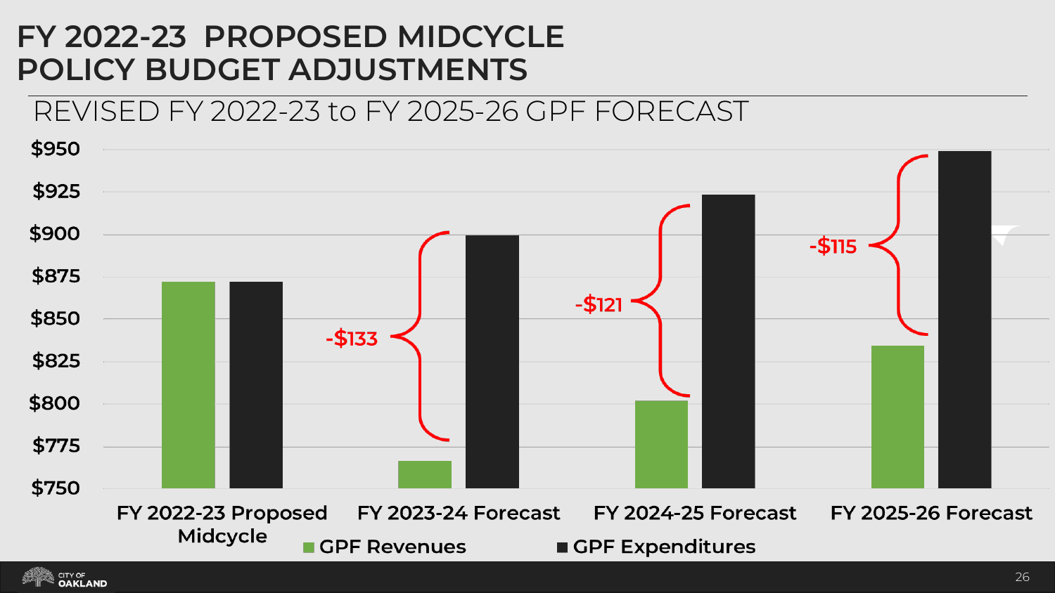# FY 2022-23 PROPOSED MIDCYCLE POLICY BUDGET ADJUSTMENTS

## REVISED FY 2022-23 to FY 2025-26 GPF FORECAST

$950
$925
$900
$875
$850
$825
$800
$775
$750

-$133
-$121
-$115

FY 2022-23 Proposed Midcycle
FY 2023-24 Forecast
FY 2024-25 Forecast
FY 2025-26 Forecast

GPF Revenues
GPF Expenditures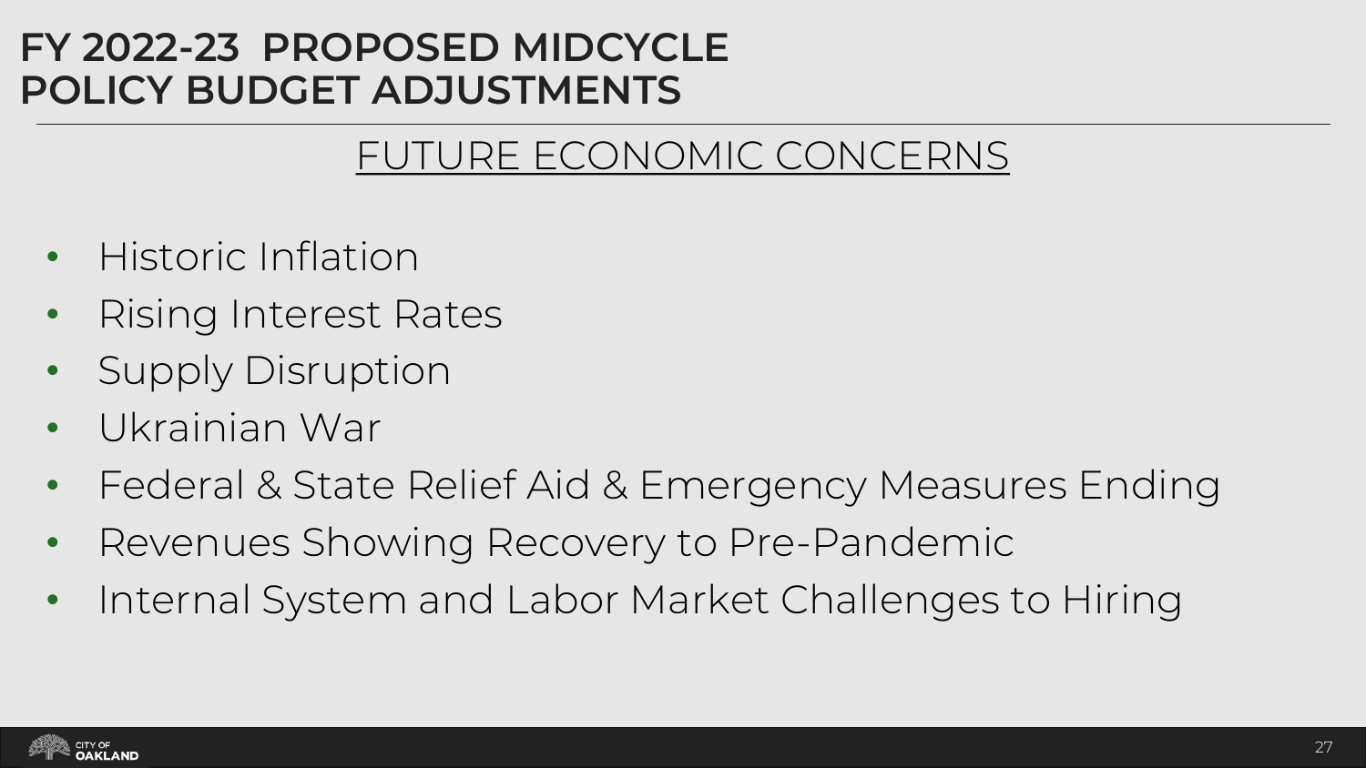# FY 2022-23 PROPOSED MIDCYCLE POLICY BUDGET ADJUSTMENTS

## FUTURE ECONOMIC CONCERNS

- Historic Inflation
- Rising Interest Rates
- Supply Disruption
- Ukrainian War
- Federal & State Relief Aid & Emergency Measures Ending
- Revenues Showing Recovery to Pre-Pandemic
- Internal System and Labor Market Challenges to Hiring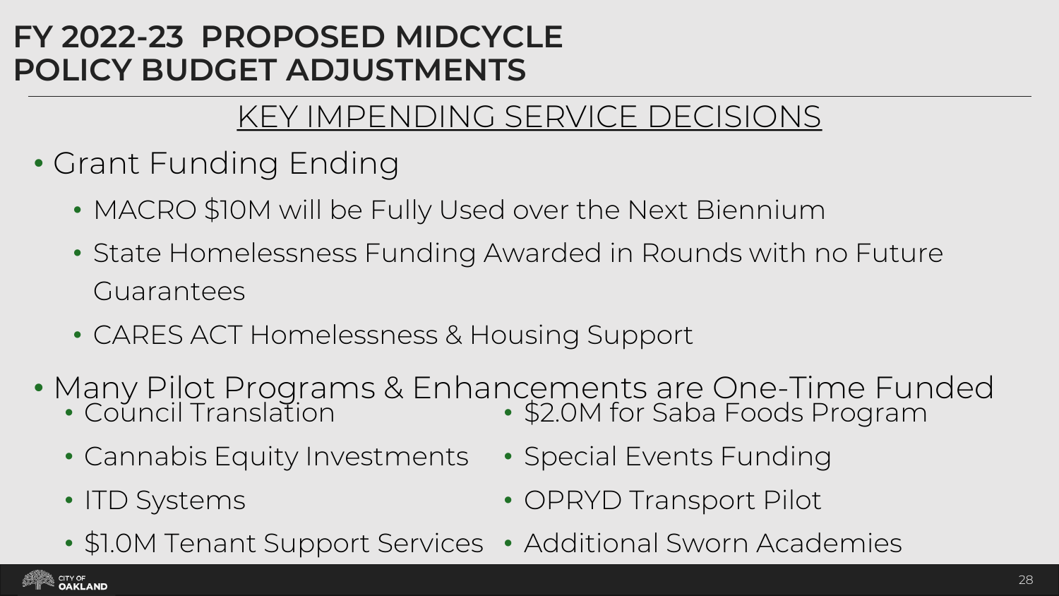# FY 2022-23 PROPOSED MIDCYCLE POLICY BUDGET ADJUSTMENTS

## KEY IMPENDING SERVICE DECISIONS

- Grant Funding Ending
  - MACRO $10M will be Fully Used over the Next Biennium
  - State Homelessness Funding Awarded in Rounds with no Future Guarantees
  - CARES ACT Homelessness & Housing Support
- Many Pilot Programs & Enhancements are One-Time Funded
  - Council Translation
  - Cannabis Equity Investments
  - ITD Systems
  - $1.0M Tenant Support Services
  - $2.0M for Saba Foods Program
  - Special Events Funding
  - OPRYD Transport Pilot
  - Additional Sworn Academies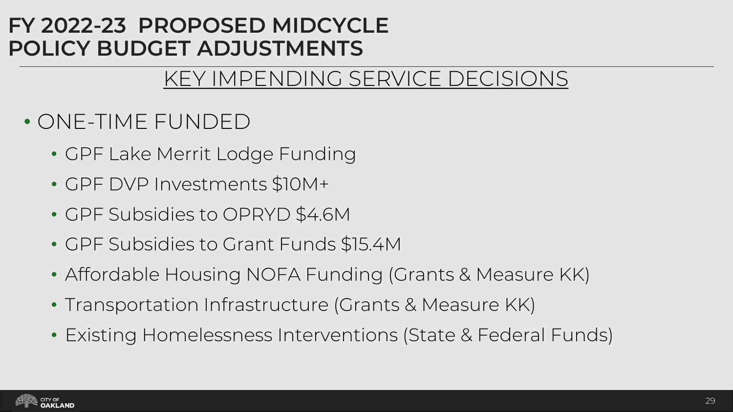# FY 2022-23 PROPOSED MIDCYCLE POLICY BUDGET ADJUSTMENTS

## KEY IMPENDING SERVICE DECISIONS

- ONE-TIME FUNDED
  - GPF Lake Merrit Lodge Funding
  - GPF DVP Investments $10M+
  - GPF Subsidies to OPRYD $4.6M
  - GPF Subsidies to Grant Funds $15.4M
  - Affordable Housing NOFA Funding (Grants & Measure KK)
  - Transportation Infrastructure (Grants & Measure KK)
  - Existing Homelessness Interventions (State & Federal Funds)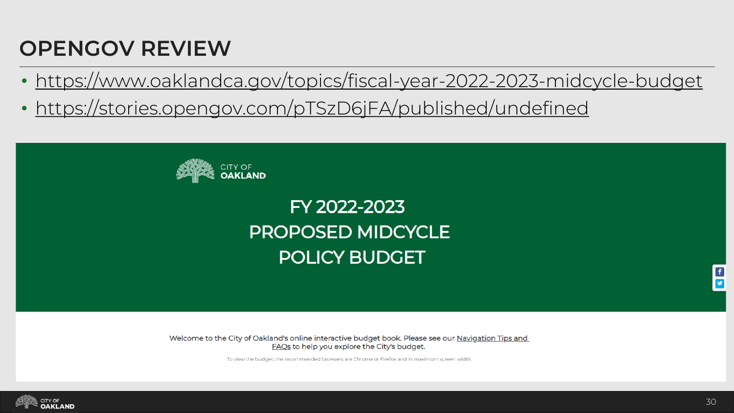# OPENGOV REVIEW

- https://www.oaklandca.gov/topics/fiscal-year-2022-2023-midcycle-budget
- https://stories.opengov.com/pTSzD6jFA/published/undefined

CITY OF **OAKLAND**

FY 2022-2023
PROPOSED MIDCYCLE
POLICY BUDGET

Welcome to the City of Oakland's online interactive budget book. Please see our Navigation Tips and FAQs to help you explore the City's budget.

To view the budget, the recommended browsers are Chrome or Firefox and in maximum screen width.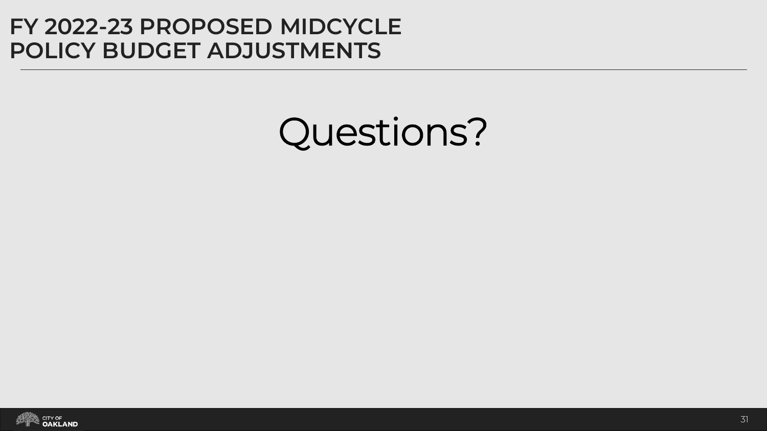# FY 2022-23 PROPOSED MIDCYCLE POLICY BUDGET ADJUSTMENTS

Questions?